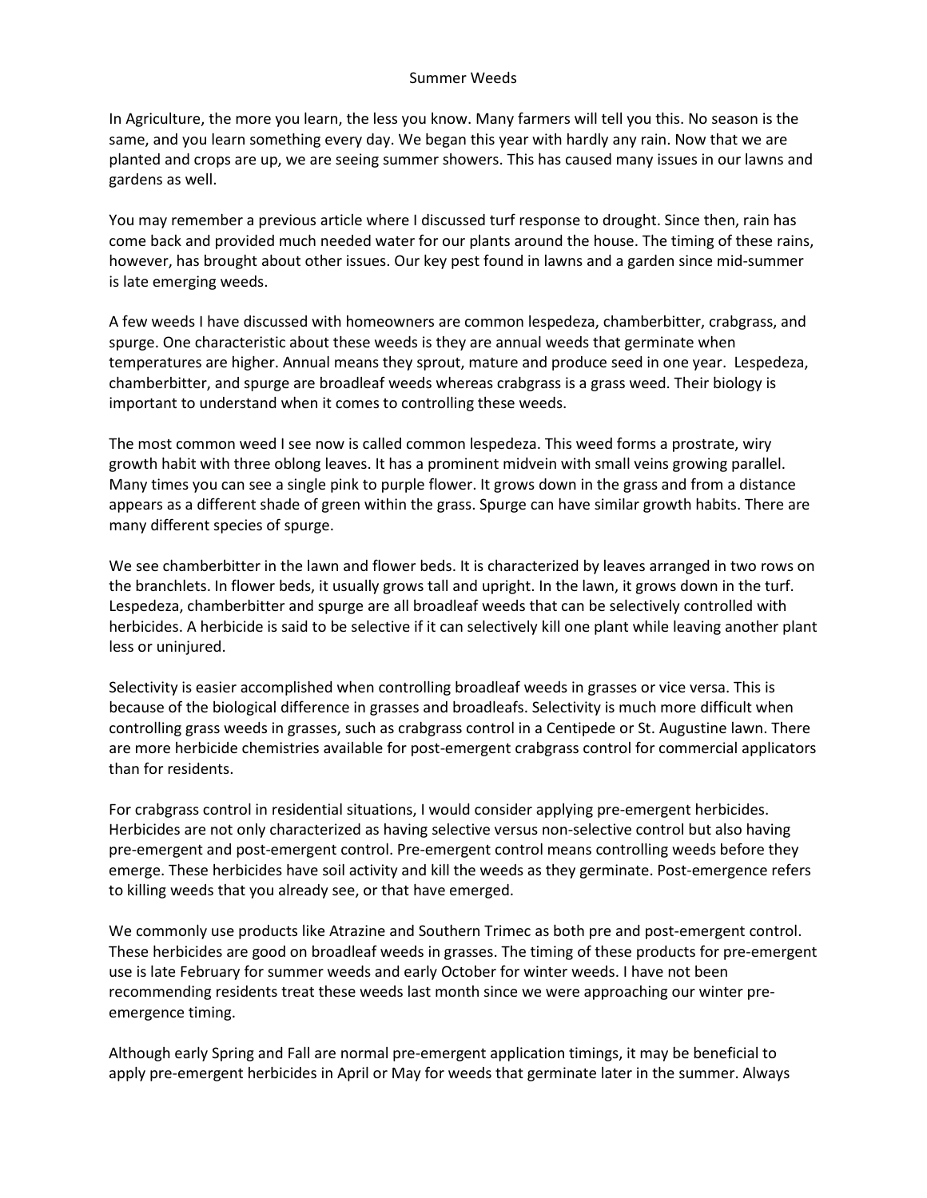# Summer Weeds

In Agriculture, the more you learn, the less you know. Many farmers will tell you this. No season is the same, and you learn something every day. We began this year with hardly any rain. Now that we are planted and crops are up, we are seeing summer showers. This has caused many issues in our lawns and gardens as well.

You may remember a previous article where I discussed turf response to drought. Since then, rain has come back and provided much needed water for our plants around the house. The timing of these rains, however, has brought about other issues. Our key pest found in lawns and a garden since mid-summer is late emerging weeds.

A few weeds I have discussed with homeowners are common lespedeza, chamberbitter, crabgrass, and spurge. One characteristic about these weeds is they are annual weeds that germinate when temperatures are higher. Annual means they sprout, mature and produce seed in one year. Lespedeza, chamberbitter, and spurge are broadleaf weeds whereas crabgrass is a grass weed. Their biology is important to understand when it comes to controlling these weeds.

The most common weed I see now is called common lespedeza. This weed forms a prostrate, wiry growth habit with three oblong leaves. It has a prominent midvein with small veins growing parallel. Many times you can see a single pink to purple flower. It grows down in the grass and from a distance appears as a different shade of green within the grass. Spurge can have similar growth habits. There are many different species of spurge.

We see chamberbitter in the lawn and flower beds. It is characterized by leaves arranged in two rows on the branchlets. In flower beds, it usually grows tall and upright. In the lawn, it grows down in the turf. Lespedeza, chamberbitter and spurge are all broadleaf weeds that can be selectively controlled with herbicides. A herbicide is said to be selective if it can selectively kill one plant while leaving another plant less or uninjured.

Selectivity is easier accomplished when controlling broadleaf weeds in grasses or vice versa. This is because of the biological difference in grasses and broadleafs. Selectivity is much more difficult when controlling grass weeds in grasses, such as crabgrass control in a Centipede or St. Augustine lawn. There are more herbicide chemistries available for post-emergent crabgrass control for commercial applicators than for residents.

For crabgrass control in residential situations, I would consider applying pre-emergent herbicides. Herbicides are not only characterized as having selective versus non-selective control but also having pre-emergent and post-emergent control. Pre-emergent control means controlling weeds before they emerge. These herbicides have soil activity and kill the weeds as they germinate. Post-emergence refers to killing weeds that you already see, or that have emerged.

We commonly use products like Atrazine and Southern Trimec as both pre and post-emergent control. These herbicides are good on broadleaf weeds in grasses. The timing of these products for pre-emergent use is late February for summer weeds and early October for winter weeds. I have not been recommending residents treat these weeds last month since we were approaching our winter pre-emergence timing.

Although early Spring and Fall are normal pre-emergent application timings, it may be beneficial to apply pre-emergent herbicides in April or May for weeds that germinate later in the summer. Always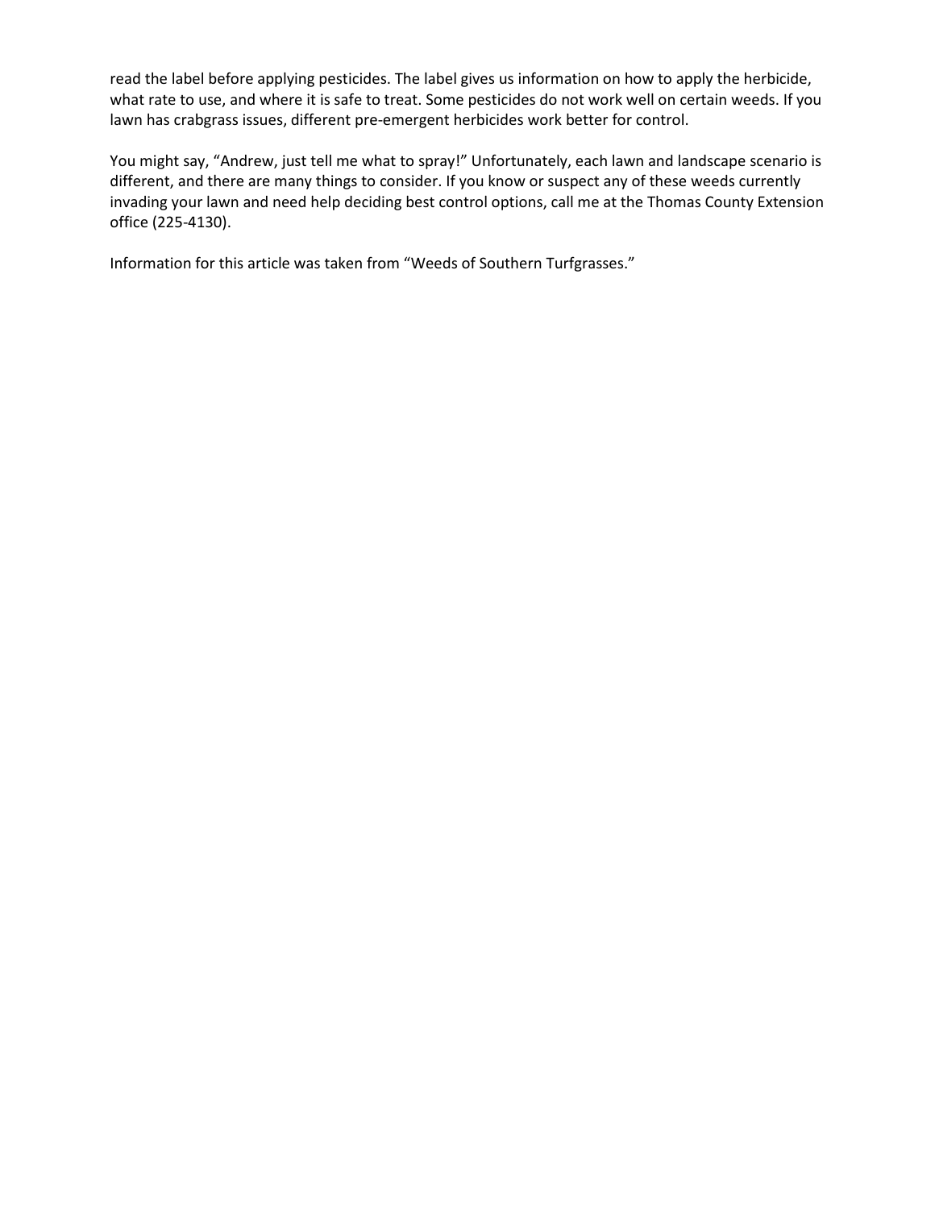read the label before applying pesticides. The label gives us information on how to apply the herbicide, what rate to use, and where it is safe to treat. Some pesticides do not work well on certain weeds. If you lawn has crabgrass issues, different pre-emergent herbicides work better for control.

You might say, "Andrew, just tell me what to spray!" Unfortunately, each lawn and landscape scenario is different, and there are many things to consider. If you know or suspect any of these weeds currently invading your lawn and need help deciding best control options, call me at the Thomas County Extension office (225-4130).

Information for this article was taken from "Weeds of Southern Turfgrasses."